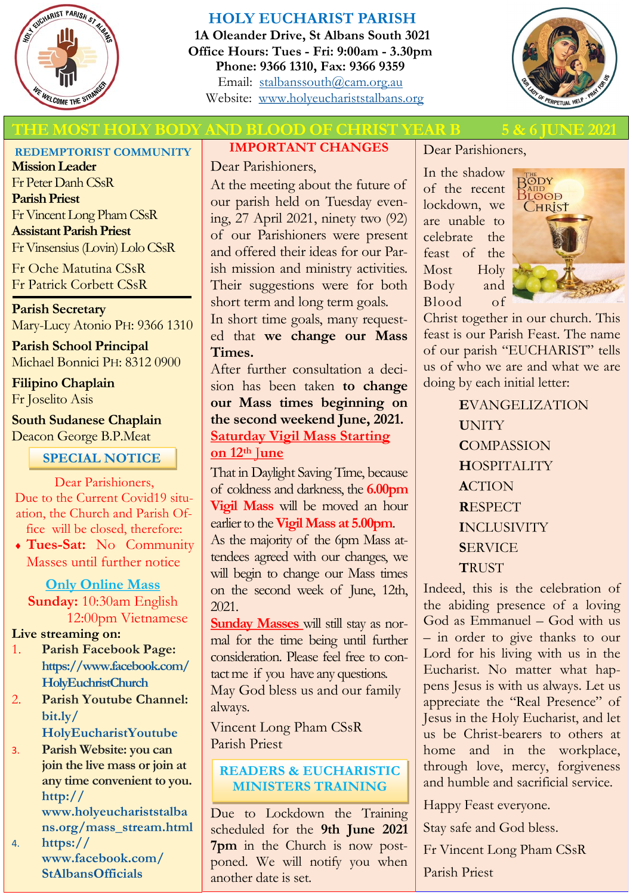# HOLY EUCHARIST PARISH

**1A Oleander Drive, St Albans South 3021**
**Office Hours: Tues - Fri: 9:00am - 3.30pm**
**Phone: 9366 1310, Fax: 9366 9359**
Email: stalbanssouth@cam.org.au
Website: www.holyeuchariststalbans.org

## THE MOST HOLY BODY AND BLOOD OF CHRIST YEAR B — 5 & 6 JUNE 2021

### REDEMPTORIST COMMUNITY

**Mission Leader**
Fr Peter Danh CSsR
**Parish Priest**
Fr Vincent Long Pham CSsR
**Assistant Parish Priest**
Fr Vinsensius (Lovin) Lolo CSsR

Fr Oche Matutina CSsR
Fr Patrick Corbett CSsR

**Parish Secretary**
Mary-Lucy Atonio PH: 9366 1310

**Parish School Principal**
Michael Bonnici PH: 8312 0900

**Filipino Chaplain**
Fr Joselito Asis

**South Sudanese Chaplain**
Deacon George B.P.Meat

### SPECIAL NOTICE

Dear Parishioners,
Due to the Current Covid19 situation, the Church and Parish Office will be closed, therefore:

- **Tues-Sat:** No Community Masses until further notice

**Only Online Mass**
**Sunday:** 10:30am English
12:00pm Vietnamese

**Live streaming on:**

1. **Parish Facebook Page: https://www.facebook.com/HolyEuchristChurch**
2. **Parish Youtube Channel: bit.ly/HolyEucharistYoutube**
3. **Parish Website: you can join the live mass or join at any time convenient to you. http://www.holyeucharistalbans.org/mass_stream.html**
4. **https://www.facebook.com/StAlbansOfficials**

### IMPORTANT CHANGES

Dear Parishioners,

At the meeting about the future of our parish held on Tuesday evening, 27 April 2021, ninety two (92) of our Parishioners were present and offered their ideas for our Parish mission and ministry activities. Their suggestions were for both short term and long term goals.

In short time goals, many requested that **we change our Mass Times.**

After further consultation a decision has been taken **to change our Mass times beginning on the second weekend June, 2021.**

**Saturday Vigil Mass Starting on 12th June**

That in Daylight Saving Time, because of coldness and darkness, the **6.00pm Vigil Mass** will be moved an hour earlier to the **Vigil Mass at 5.00pm**. As the majority of the 6pm Mass attendees agreed with our changes, we will begin to change our Mass times on the second week of June, 12th, 2021.

**Sunday Masses** will still stay as normal for the time being until further consideration. Please feel free to contact me if you have any questions. May God bless us and our family always.

Vincent Long Pham CSsR
Parish Priest

### READERS & EUCHARISTIC MINISTERS TRAINING

Due to Lockdown the Training scheduled for the **9th June 2021 7pm** in the Church is now postponed. We will notify you when another date is set.

---

Dear Parishioners,

In the shadow of the recent lockdown, we are unable to celebrate the feast of the Most Holy Body and Blood of Christ together in our church. This feast is our Parish Feast. The name of our parish "EUCHARIST" tells us of who we are and what we are doing by each initial letter:

**E**VANGELIZATION
**U**NITY
**C**OMPASSION
**H**OSPITALITY
**A**CTION
**R**ESPECT
**I**NCLUSIVITY
**S**ERVICE
**T**RUST

Indeed, this is the celebration of the abiding presence of a loving God as Emmanuel – God with us – in order to give thanks to our Lord for his living with us in the Eucharist. No matter what happens Jesus is with us always. Let us appreciate the "Real Presence" of Jesus in the Holy Eucharist, and let us be Christ-bearers to others at home and in the workplace, through love, mercy, forgiveness and humble and sacrificial service.

Happy Feast everyone.

Stay safe and God bless.

Fr Vincent Long Pham CSsR

Parish Priest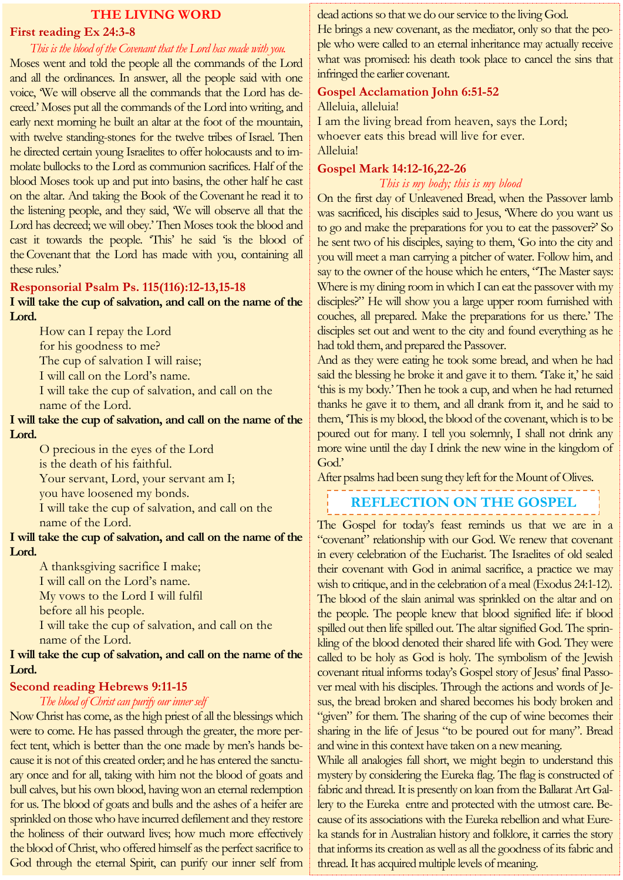# THE LIVING WORD

## First reading Ex 24:3-8

*This is the blood of the Covenant that the Lord has made with you.*

Moses went and told the people all the commands of the Lord and all the ordinances. In answer, all the people said with one voice, 'We will observe all the commands that the Lord has decreed.' Moses put all the commands of the Lord into writing, and early next morning he built an altar at the foot of the mountain, with twelve standing-stones for the twelve tribes of Israel. Then he directed certain young Israelites to offer holocausts and to immolate bullocks to the Lord as communion sacrifices. Half of the blood Moses took up and put into basins, the other half he cast on the altar. And taking the Book of the Covenant he read it to the listening people, and they said, 'We will observe all that the Lord has decreed; we will obey.' Then Moses took the blood and cast it towards the people. 'This' he said 'is the blood of the Covenant that the Lord has made with you, containing all these rules.'

## Responsorial Psalm Ps. 115(116):12-13,15-18

**I will take the cup of salvation, and call on the name of the Lord.**

How can I repay the Lord
for his goodness to me?
The cup of salvation I will raise;
I will call on the Lord's name.
I will take the cup of salvation, and call on the name of the Lord.

**I will take the cup of salvation, and call on the name of the Lord.**

O precious in the eyes of the Lord
is the death of his faithful.
Your servant, Lord, your servant am I;
you have loosened my bonds.
I will take the cup of salvation, and call on the name of the Lord.

**I will take the cup of salvation, and call on the name of the Lord.**

A thanksgiving sacrifice I make;
I will call on the Lord's name.
My vows to the Lord I will fulfil
before all his people.
I will take the cup of salvation, and call on the name of the Lord.

**I will take the cup of salvation, and call on the name of the Lord.**

## Second reading Hebrews 9:11-15

*The blood of Christ can purify our inner self*

Now Christ has come, as the high priest of all the blessings which were to come. He has passed through the greater, the more perfect tent, which is better than the one made by men's hands because it is not of this created order; and he has entered the sanctuary once and for all, taking with him not the blood of goats and bull calves, but his own blood, having won an eternal redemption for us. The blood of goats and bulls and the ashes of a heifer are sprinkled on those who have incurred defilement and they restore the holiness of their outward lives; how much more effectively the blood of Christ, who offered himself as the perfect sacrifice to God through the eternal Spirit, can purify our inner self from dead actions so that we do our service to the living God.

He brings a new covenant, as the mediator, only so that the people who were called to an eternal inheritance may actually receive what was promised: his death took place to cancel the sins that infringed the earlier covenant.

## Gospel Acclamation John 6:51-52

Alleluia, alleluia!
I am the living bread from heaven, says the Lord;
whoever eats this bread will live for ever.
Alleluia!

## Gospel Mark 14:12-16,22-26

*This is my body; this is my blood*

On the first day of Unleavened Bread, when the Passover lamb was sacrificed, his disciples said to Jesus, 'Where do you want us to go and make the preparations for you to eat the passover?' So he sent two of his disciples, saying to them, 'Go into the city and you will meet a man carrying a pitcher of water. Follow him, and say to the owner of the house which he enters, "The Master says: Where is my dining room in which I can eat the passover with my disciples?" He will show you a large upper room furnished with couches, all prepared. Make the preparations for us there.' The disciples set out and went to the city and found everything as he had told them, and prepared the Passover.

And as they were eating he took some bread, and when he had said the blessing he broke it and gave it to them. 'Take it,' he said 'this is my body.' Then he took a cup, and when he had returned thanks he gave it to them, and all drank from it, and he said to them, 'This is my blood, the blood of the covenant, which is to be poured out for many. I tell you solemnly, I shall not drink any more wine until the day I drink the new wine in the kingdom of God.'

After psalms had been sung they left for the Mount of Olives.

## REFLECTION ON THE GOSPEL

The Gospel for today's feast reminds us that we are in a "covenant" relationship with our God. We renew that covenant in every celebration of the Eucharist. The Israelites of old sealed their covenant with God in animal sacrifice, a practice we may wish to critique, and in the celebration of a meal (Exodus 24:1-12). The blood of the slain animal was sprinkled on the altar and on the people. The people knew that blood signified life: if blood spilled out then life spilled out. The altar signified God. The sprinkling of the blood denoted their shared life with God. They were called to be holy as God is holy. The symbolism of the Jewish covenant ritual informs today's Gospel story of Jesus' final Passover meal with his disciples. Through the actions and words of Jesus, the bread broken and shared becomes his body broken and "given" for them. The sharing of the cup of wine becomes their sharing in the life of Jesus "to be poured out for many". Bread and wine in this context have taken on a new meaning.

While all analogies fall short, we might begin to understand this mystery by considering the Eureka flag. The flag is constructed of fabric and thread. It is presently on loan from the Ballarat Art Gallery to the Eureka entre and protected with the utmost care. Because of its associations with the Eureka rebellion and what Eureka stands for in Australian history and folklore, it carries the story that informs its creation as well as all the goodness of its fabric and thread. It has acquired multiple levels of meaning.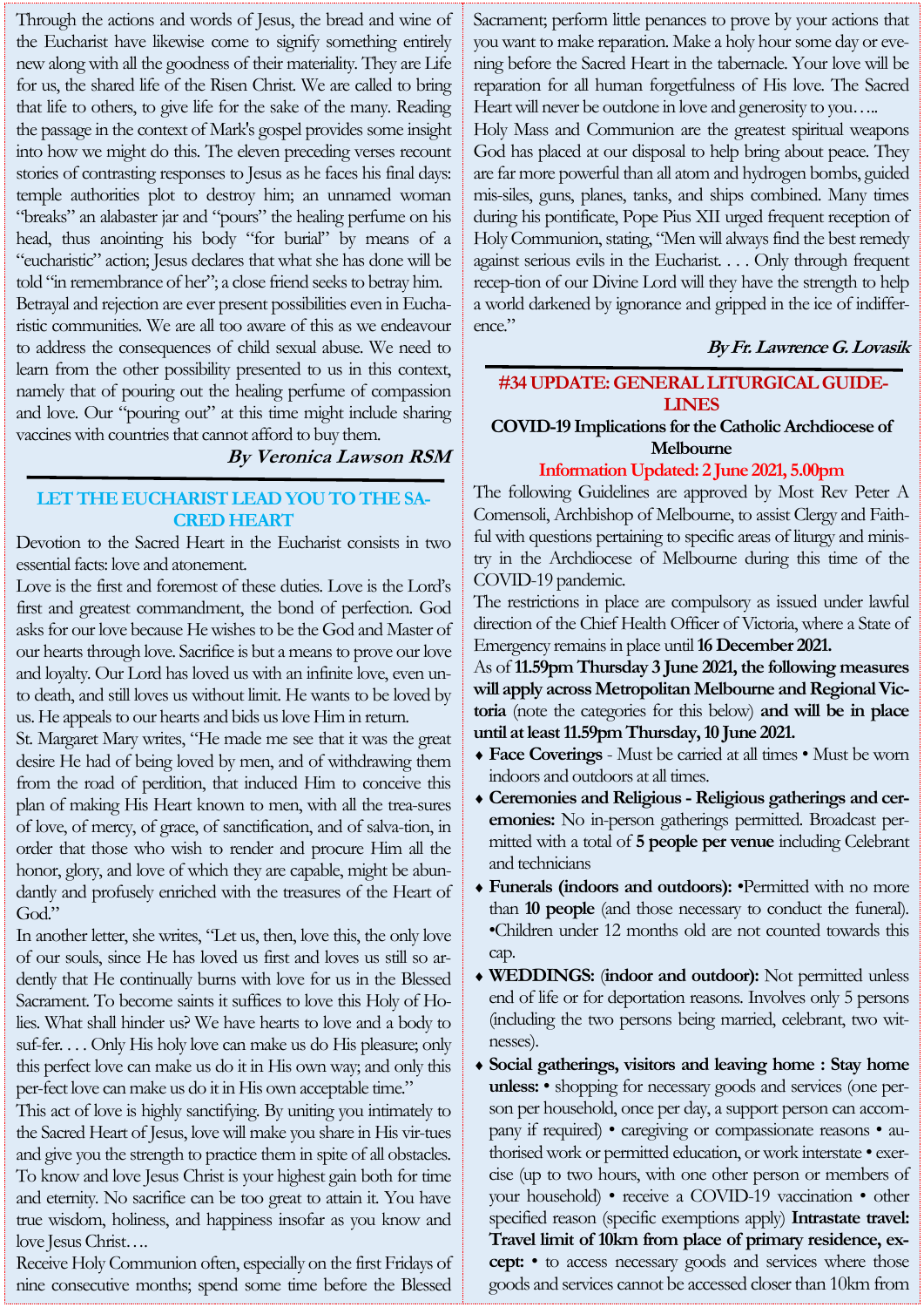Through the actions and words of Jesus, the bread and wine of the Eucharist have likewise come to signify something entirely new along with all the goodness of their materiality. They are Life for us, the shared life of the Risen Christ. We are called to bring that life to others, to give life for the sake of the many. Reading the passage in the context of Mark's gospel provides some insight into how we might do this. The eleven preceding verses recount stories of contrasting responses to Jesus as he faces his final days: temple authorities plot to destroy him; an unnamed woman "breaks" an alabaster jar and "pours" the healing perfume on his head, thus anointing his body "for burial" by means of a "eucharistic" action; Jesus declares that what she has done will be told "in remembrance of her"; a close friend seeks to betray him.

Betrayal and rejection are ever present possibilities even in Eucharistic communities. We are all too aware of this as we endeavour to address the consequences of child sexual abuse. We need to learn from the other possibility presented to us in this context, namely that of pouring out the healing perfume of compassion and love. Our "pouring out" at this time might include sharing vaccines with countries that cannot afford to buy them.

***By Veronica Lawson RSM***

## LET THE EUCHARIST LEAD YOU TO THE SACRED HEART

Devotion to the Sacred Heart in the Eucharist consists in two essential facts: love and atonement.

Love is the first and foremost of these duties. Love is the Lord's first and greatest commandment, the bond of perfection. God asks for our love because He wishes to be the God and Master of our hearts through love. Sacrifice is but a means to prove our love and loyalty. Our Lord has loved us with an infinite love, even unto death, and still loves us without limit. He wants to be loved by us. He appeals to our hearts and bids us love Him in return.

St. Margaret Mary writes, "He made me see that it was the great desire He had of being loved by men, and of withdrawing them from the road of perdition, that induced Him to conceive this plan of making His Heart known to men, with all the trea-sures of love, of mercy, of grace, of sanctification, and of salva-tion, in order that those who wish to render and procure Him all the honor, glory, and love of which they are capable, might be abundantly and profusely enriched with the treasures of the Heart of God."

In another letter, she writes, "Let us, then, love this, the only love of our souls, since He has loved us first and loves us still so ardently that He continually burns with love for us in the Blessed Sacrament. To become saints it suffices to love this Holy of Holies. What shall hinder us? We have hearts to love and a body to suf-fer. . . . Only His holy love can make us do His pleasure; only this perfect love can make us do it in His own way; and only this per-fect love can make us do it in His own acceptable time."

This act of love is highly sanctifying. By uniting you intimately to the Sacred Heart of Jesus, love will make you share in His vir-tues and give you the strength to practice them in spite of all obstacles. To know and love Jesus Christ is your highest gain both for time and eternity. No sacrifice can be too great to attain it. You have true wisdom, holiness, and happiness insofar as you know and love Jesus Christ….

Receive Holy Communion often, especially on the first Fridays of nine consecutive months; spend some time before the Blessed Sacrament; perform little penances to prove by your actions that you want to make reparation. Make a holy hour some day or evening before the Sacred Heart in the tabernacle. Your love will be reparation for all human forgetfulness of His love. The Sacred Heart will never be outdone in love and generosity to you….

Holy Mass and Communion are the greatest spiritual weapons God has placed at our disposal to help bring about peace. They are far more powerful than all atom and hydrogen bombs, guided mis-siles, guns, planes, tanks, and ships combined. Many times during his pontificate, Pope Pius XII urged frequent reception of Holy Communion, stating, "Men will always find the best remedy against serious evils in the Eucharist. . . . Only through frequent recep-tion of our Divine Lord will they have the strength to help a world darkened by ignorance and gripped in the ice of indifference."

***By Fr. Lawrence G. Lovasik***

## #34 UPDATE: GENERAL LITURGICAL GUIDELINES

### COVID-19 Implications for the Catholic Archdiocese of Melbourne

**Information Updated: 2 June 2021, 5.00pm**

The following Guidelines are approved by Most Rev Peter A Comensoli, Archbishop of Melbourne, to assist Clergy and Faithful with questions pertaining to specific areas of liturgy and ministry in the Archdiocese of Melbourne during this time of the COVID-19 pandemic.

The restrictions in place are compulsory as issued under lawful direction of the Chief Health Officer of Victoria, where a State of Emergency remains in place until **16 December 2021.**

As of **11.59pm Thursday 3 June 2021, the following measures will apply across Metropolitan Melbourne and Regional Victoria** (note the categories for this below) **and will be in place until at least 11.59pm Thursday, 10 June 2021.**

- **Face Coverings** - Must be carried at all times • Must be worn indoors and outdoors at all times.
- **Ceremonies and Religious - Religious gatherings and ceremonies:** No in-person gatherings permitted. Broadcast permitted with a total of **5 people per venue** including Celebrant and technicians
- **Funerals (indoors and outdoors):** •Permitted with no more than **10 people** (and those necessary to conduct the funeral). •Children under 12 months old are not counted towards this cap.
- **WEDDINGS: (indoor and outdoor):** Not permitted unless end of life or for deportation reasons. Involves only 5 persons (including the two persons being married, celebrant, two witnesses).
- **Social gatherings, visitors and leaving home : Stay home unless:** • shopping for necessary goods and services (one person per household, once per day, a support person can accompany if required) • caregiving or compassionate reasons • authorised work or permitted education, or work interstate • exercise (up to two hours, with one other person or members of your household) • receive a COVID-19 vaccination • other specified reason (specific exemptions apply) **Intrastate travel: Travel limit of 10km from place of primary residence, except:** • to access necessary goods and services where those goods and services cannot be accessed closer than 10km from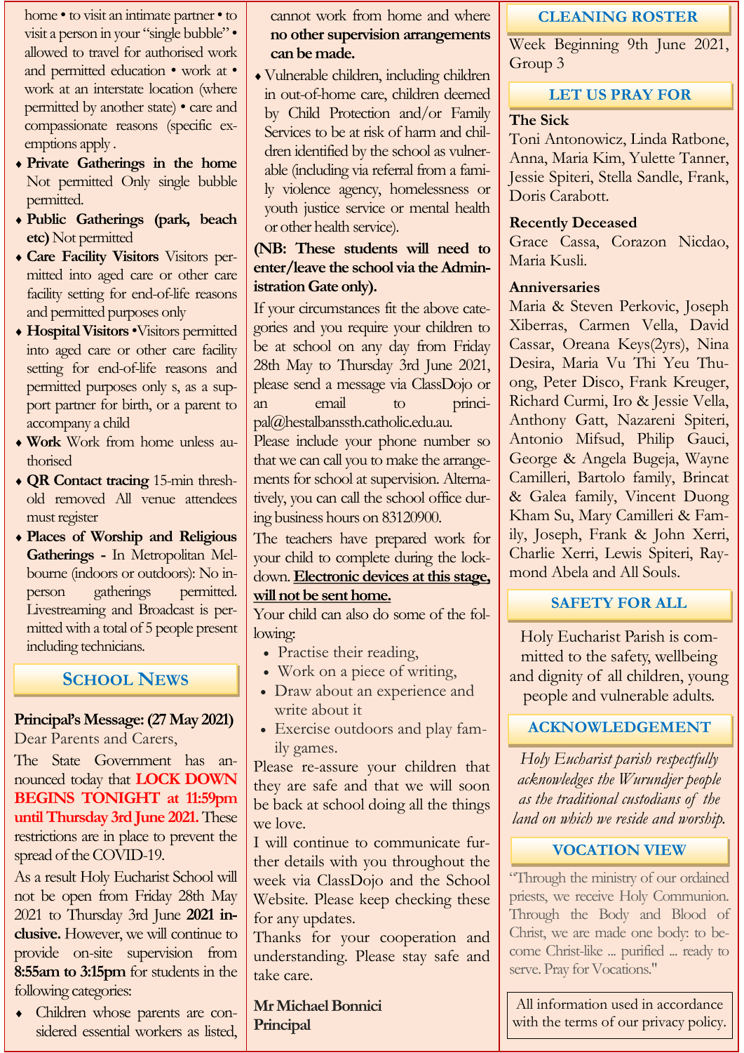home • to visit an intimate partner • to visit a person in your "single bubble" • allowed to travel for authorised work and permitted education • work at • work at an interstate location (where permitted by another state) • care and compassionate reasons (specific exemptions apply .

- **Private Gatherings in the home** Not permitted Only single bubble permitted.
- **Public Gatherings (park, beach etc)** Not permitted
- **Care Facility Visitors** Visitors permitted into aged care or other care facility setting for end-of-life reasons and permitted purposes only
- **Hospital Visitors** •Visitors permitted into aged care or other care facility setting for end-of-life reasons and permitted purposes only s, as a support partner for birth, or a parent to accompany a child
- **Work** Work from home unless authorised
- **QR Contact tracing** 15-min threshold removed All venue attendees must register
- **Places of Worship and Religious Gatherings -** In Metropolitan Melbourne (indoors or outdoors): No in-person gatherings permitted. Livestreaming and Broadcast is permitted with a total of 5 people present including technicians.

## School News

**Principal's Message: (27 May 2021)**

Dear Parents and Carers,

The State Government has announced today that **LOCK DOWN BEGINS TONIGHT at 11:59pm until Thursday 3rd June 2021.** These restrictions are in place to prevent the spread of the COVID-19.

As a result Holy Eucharist School will not be open from Friday 28th May 2021 to Thursday 3rd June **2021 inclusive.** However, we will continue to provide on-site supervision from **8:55am to 3:15pm** for students in the following categories:

- Children whose parents are considered essential workers as listed, cannot work from home and where **no other supervision arrangements can be made.**
- Vulnerable children, including children in out-of-home care, children deemed by Child Protection and/or Family Services to be at risk of harm and children identified by the school as vulnerable (including via referral from a family violence agency, homelessness or youth justice service or mental health or other health service).

**(NB: These students will need to enter/leave the school via the Administration Gate only).**

If your circumstances fit the above categories and you require your children to be at school on any day from Friday 28th May to Thursday 3rd June 2021, please send a message via ClassDojo or an email to principal@hestalbanssth.catholic.edu.au.

Please include your phone number so that we can call you to make the arrangements for school at supervision. Alternatively, you can call the school office during business hours on 83120900.

The teachers have prepared work for your child to complete during the lockdown. **Electronic devices at this stage, will not be sent home.**

Your child can also do some of the following:

- Practise their reading,
- Work on a piece of writing,
- Draw about an experience and write about it
- Exercise outdoors and play family games.

Please re-assure your children that they are safe and that we will soon be back at school doing all the things we love.

I will continue to communicate further details with you throughout the week via ClassDojo and the School Website. Please keep checking these for any updates.

Thanks for your cooperation and understanding. Please stay safe and take care.

**Mr Michael Bonnici**
**Principal**

## CLEANING ROSTER

Week Beginning 9th June 2021, Group 3

## LET US PRAY FOR

**The Sick**

Toni Antonowicz, Linda Ratbone, Anna, Maria Kim, Yulette Tanner, Jessie Spiteri, Stella Sandle, Frank, Doris Carabott.

**Recently Deceased**

Grace Cassa, Corazon Nicdao, Maria Kusli.

**Anniversaries**

Maria & Steven Perkovic, Joseph Xiberras, Carmen Vella, David Cassar, Oreana Keys(2yrs), Nina Desira, Maria Vu Thi Yeu Thuong, Peter Disco, Frank Kreuger, Richard Curmi, Iro & Jessie Vella, Anthony Gatt, Nazareni Spiteri, Antonio Mifsud, Philip Gauci, George & Angela Bugeja, Wayne Camilleri, Bartolo family, Brincat & Galea family, Vincent Duong Kham Su, Mary Camilleri & Family, Joseph, Frank & John Xerri, Charlie Xerri, Lewis Spiteri, Raymond Abela and All Souls.

## SAFETY FOR ALL

Holy Eucharist Parish is committed to the safety, wellbeing and dignity of all children, young people and vulnerable adults.

## ACKNOWLEDGEMENT

*Holy Eucharist parish respectfully acknowledges the Wurundjer people as the traditional custodians of the land on which we reside and worship.*

## VOCATION VIEW

"Through the ministry of our ordained priests, we receive Holy Communion. Through the Body and Blood of Christ, we are made one body: to become Christ-like ... purified ... ready to serve. Pray for Vocations."

All information used in accordance with the terms of our privacy policy.